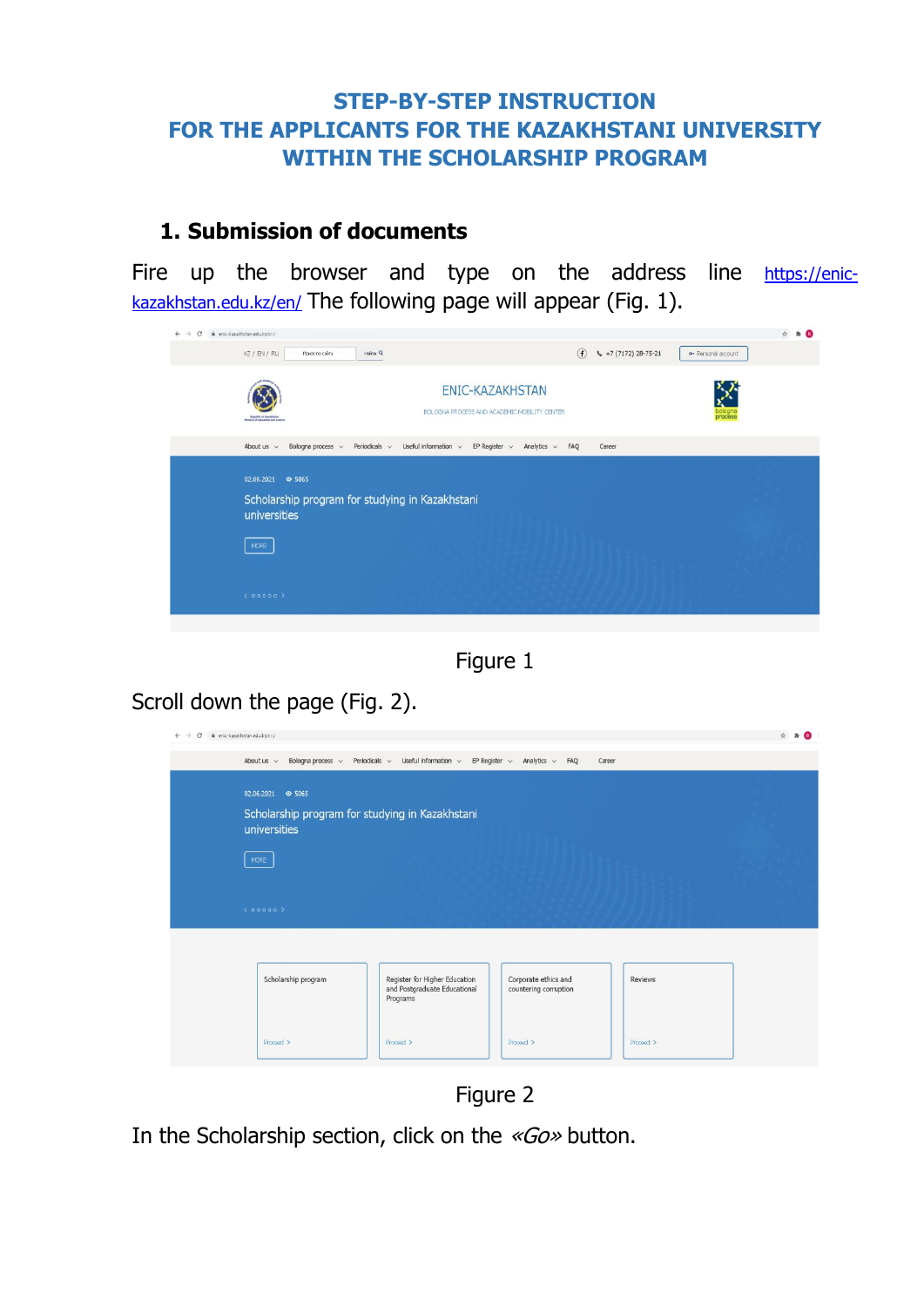# STEP-BY-STEP INSTRUCTION FOR THE APPLICANTS FOR THE KAZAKHSTANI UNIVERSITY WITHIN THE SCHOLARSHIP PROGRAM

## 1. Submission of documents

Fire up the browser and type on the address line https://enic-kazakhstan.edu.kz/en/ The following page will appear (Fig. 1).

Figure 1

Scroll down the page (Fig. 2).

Figure 2

In the Scholarship section, click on the *«Go»* button.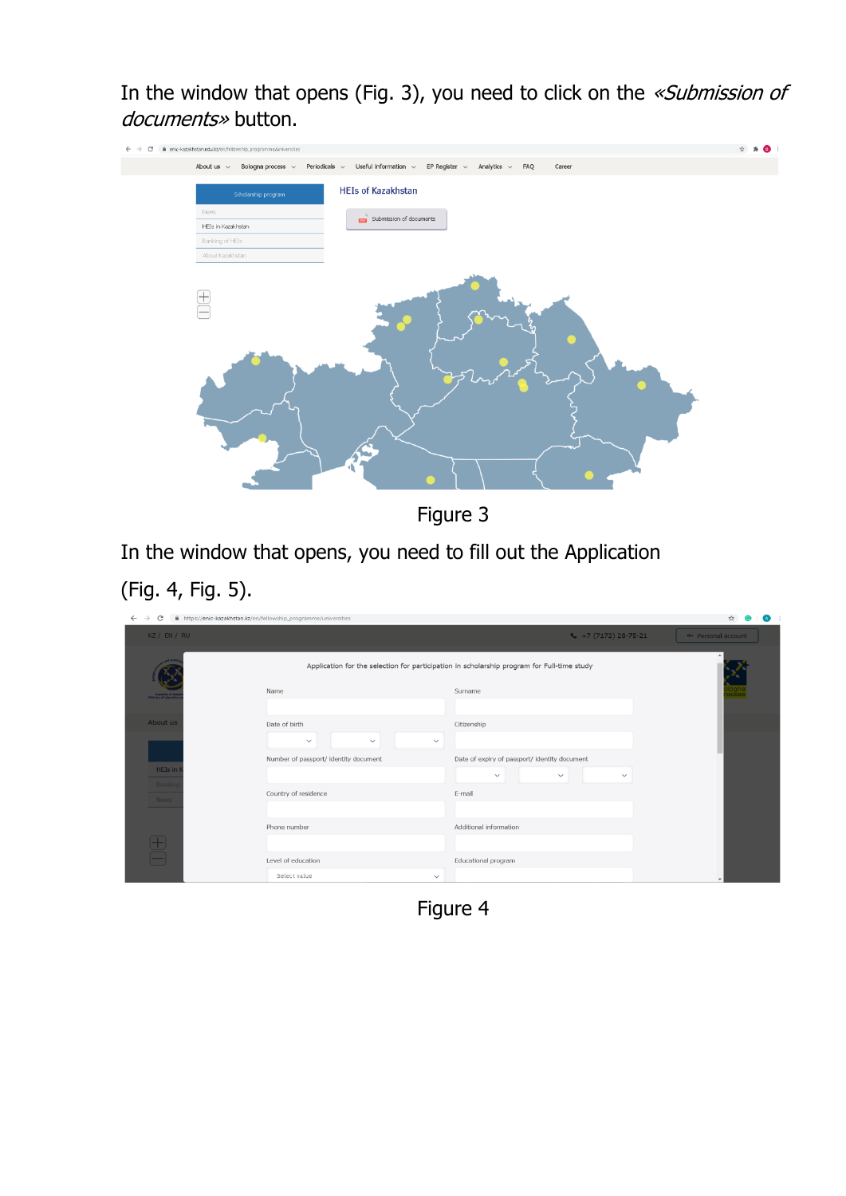In the window that opens (Fig. 3), you need to click on the *«Submission of documents»* button.

Figure 3

In the window that opens, you need to fill out the Application (Fig. 4, Fig. 5).

Figure 4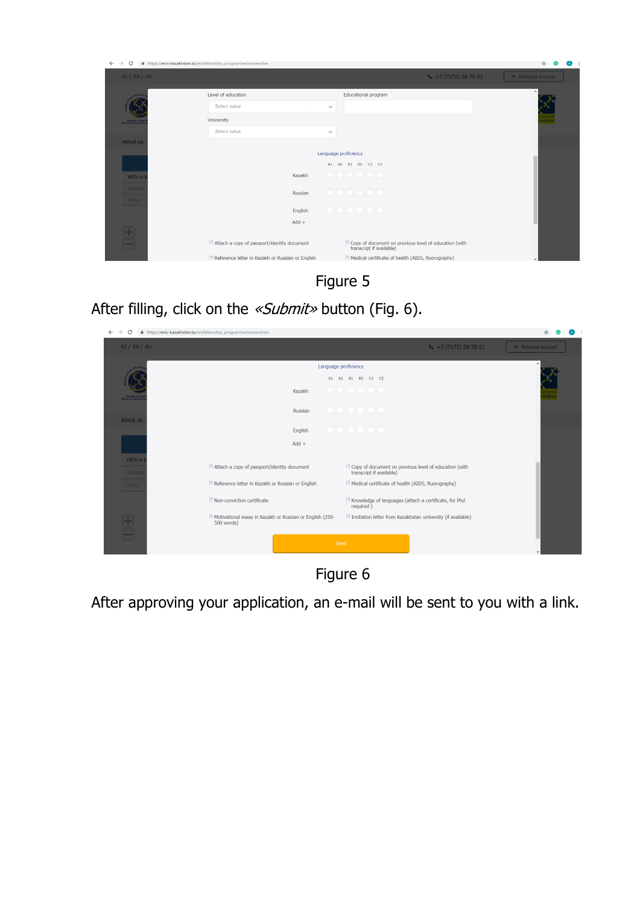Figure 5

After filling, click on the «*Submit*» button (Fig. 6).

Figure 6

After approving your application, an e-mail will be sent to you with a link.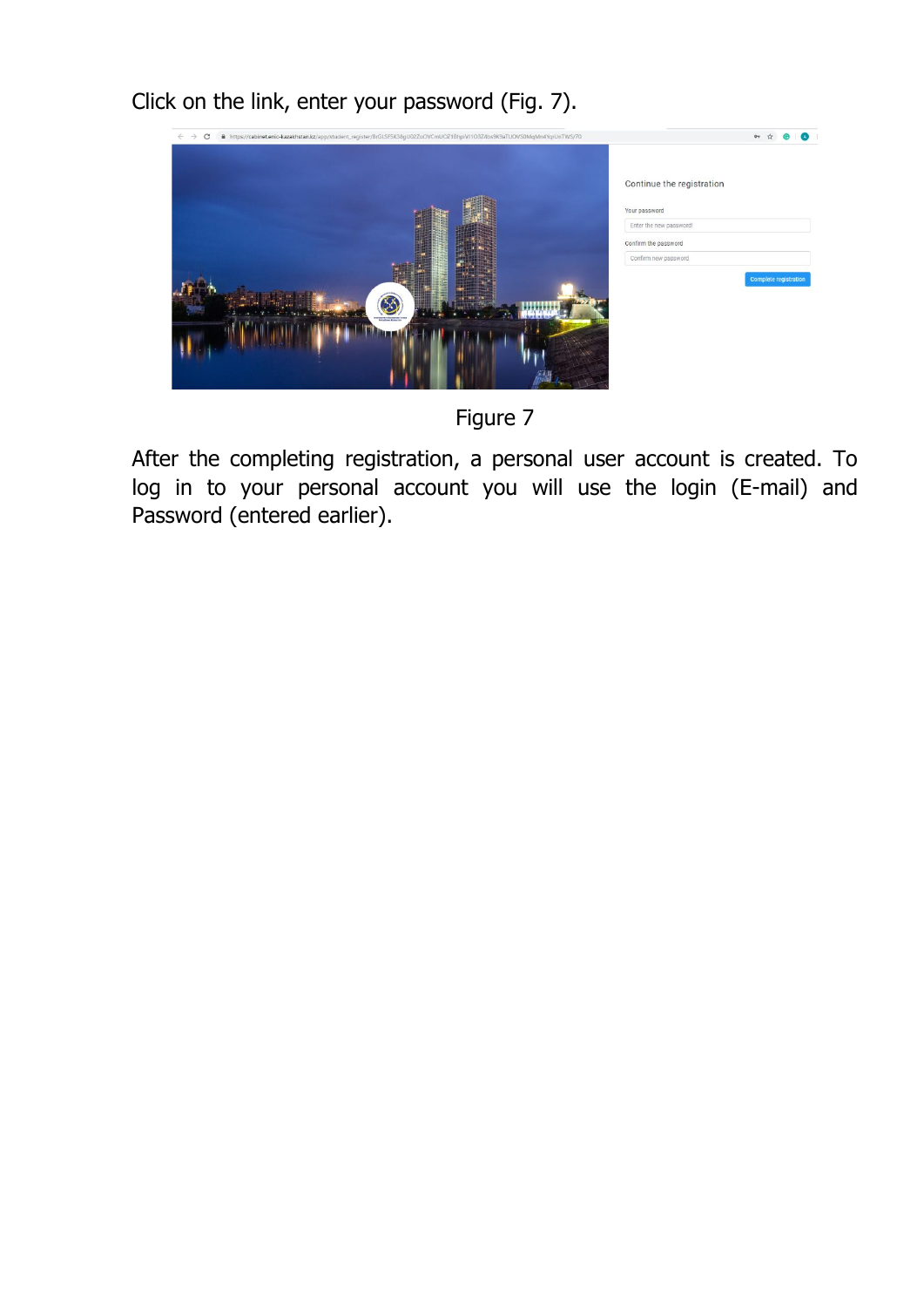Click on the link, enter your password (Fig. 7).

Figure 7

After the completing registration, a personal user account is created. To log in to your personal account you will use the login (E-mail) and Password (entered earlier).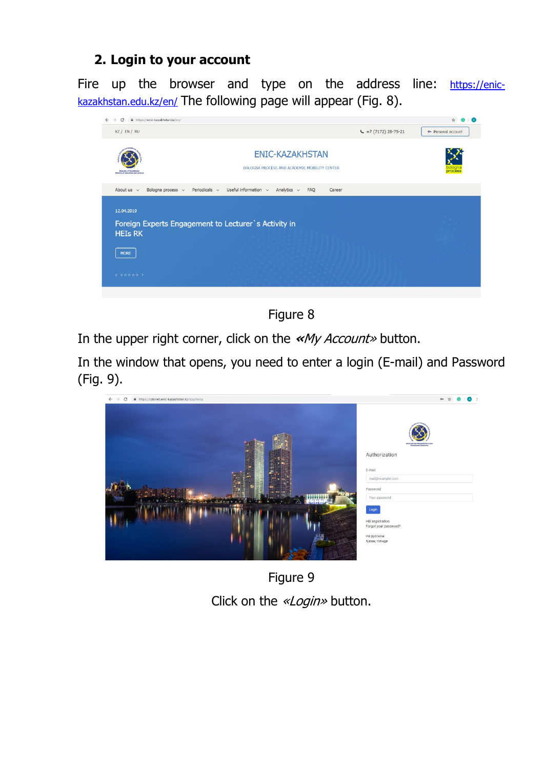## 2. Login to your account

Fire up the browser and type on the address line: [https://enic-kazakhstan.edu.kz/en/](https://enic-kazakhstan.edu.kz/en/) The following page will appear (Fig. 8).

Figure 8

In the upper right corner, click on the *«My Account»* button.

In the window that opens, you need to enter a login (E-mail) and Password (Fig. 9).

Figure 9

Click on the *«Login»* button.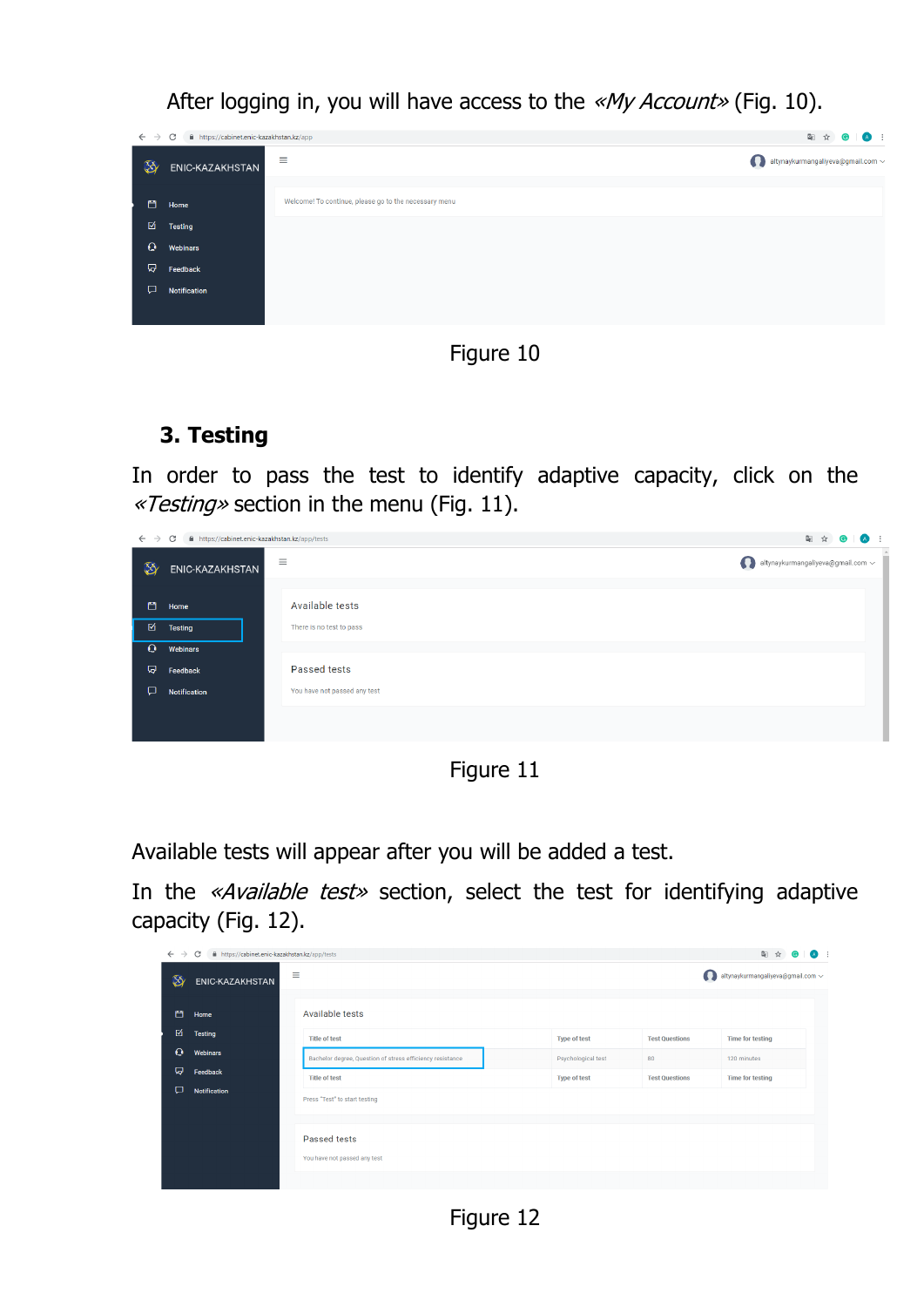After logging in, you will have access to the *«My Account»* (Fig. 10).

Figure 10

## 3. Testing

In order to pass the test to identify adaptive capacity, click on the *«Testing»* section in the menu (Fig. 11).

Figure 11

Available tests will appear after you will be added a test.

In the *«Available test»* section, select the test for identifying adaptive capacity (Fig. 12).

Figure 12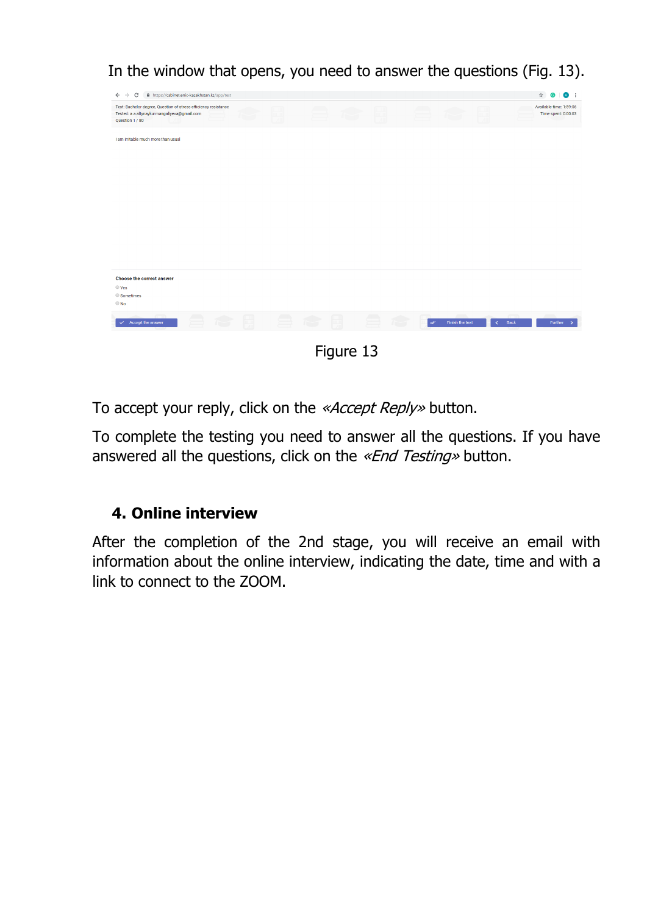In the window that opens, you need to answer the questions (Fig. 13).

Figure 13

To accept your reply, click on the *«Accept Reply»* button.

To complete the testing you need to answer all the questions. If you have answered all the questions, click on the *«End Testing»* button.

## 4. Online interview

After the completion of the 2nd stage, you will receive an email with information about the online interview, indicating the date, time and with a link to connect to the ZOOM.